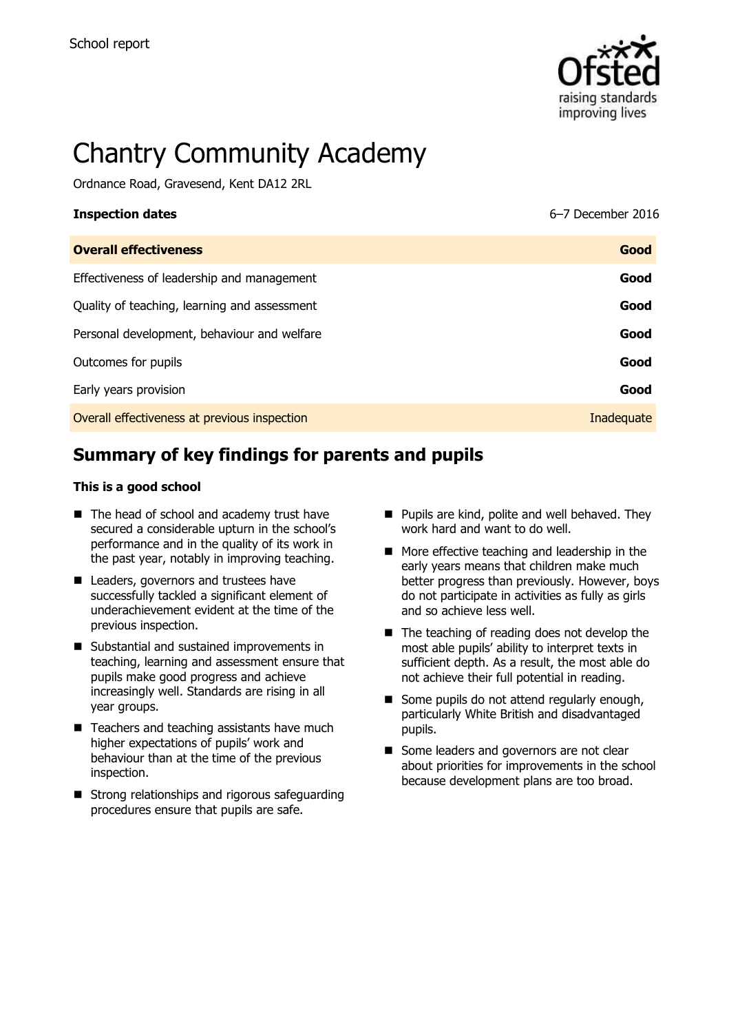School report

# Chantry Community Academy

Ordnance Road, Gravesend, Kent DA12 2RL

| **Inspection dates** | 6–7 December 2016 |
| --- | --- |
| **Overall effectiveness** | **Good** |
| Effectiveness of leadership and management | **Good** |
| Quality of teaching, learning and assessment | **Good** |
| Personal development, behaviour and welfare | **Good** |
| Outcomes for pupils | **Good** |
| Early years provision | **Good** |
| Overall effectiveness at previous inspection | Inadequate |

## Summary of key findings for parents and pupils

**This is a good school**

- The head of school and academy trust have secured a considerable upturn in the school's performance and in the quality of its work in the past year, notably in improving teaching.
- Leaders, governors and trustees have successfully tackled a significant element of underachievement evident at the time of the previous inspection.
- Substantial and sustained improvements in teaching, learning and assessment ensure that pupils make good progress and achieve increasingly well. Standards are rising in all year groups.
- Teachers and teaching assistants have much higher expectations of pupils' work and behaviour than at the time of the previous inspection.
- Strong relationships and rigorous safeguarding procedures ensure that pupils are safe.
- Pupils are kind, polite and well behaved. They work hard and want to do well.
- More effective teaching and leadership in the early years means that children make much better progress than previously. However, boys do not participate in activities as fully as girls and so achieve less well.
- The teaching of reading does not develop the most able pupils' ability to interpret texts in sufficient depth. As a result, the most able do not achieve their full potential in reading.
- Some pupils do not attend regularly enough, particularly White British and disadvantaged pupils.
- Some leaders and governors are not clear about priorities for improvements in the school because development plans are too broad.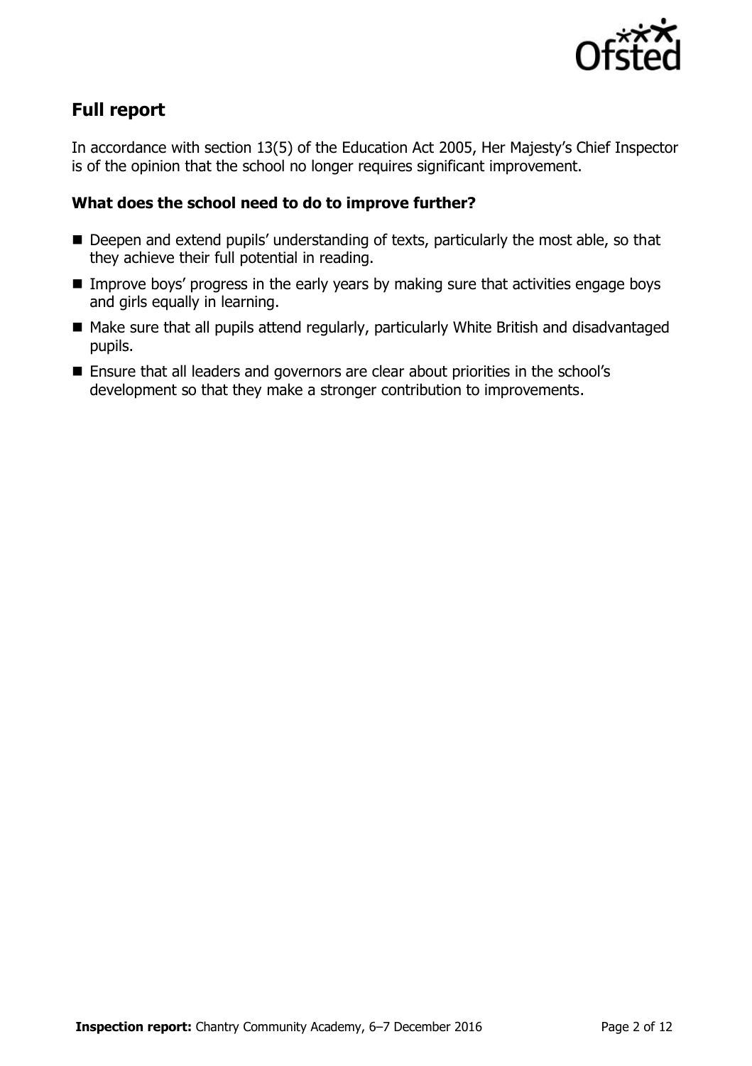## Full report

In accordance with section 13(5) of the Education Act 2005, Her Majesty's Chief Inspector is of the opinion that the school no longer requires significant improvement.

### What does the school need to do to improve further?

- Deepen and extend pupils' understanding of texts, particularly the most able, so that they achieve their full potential in reading.
- Improve boys' progress in the early years by making sure that activities engage boys and girls equally in learning.
- Make sure that all pupils attend regularly, particularly White British and disadvantaged pupils.
- Ensure that all leaders and governors are clear about priorities in the school's development so that they make a stronger contribution to improvements.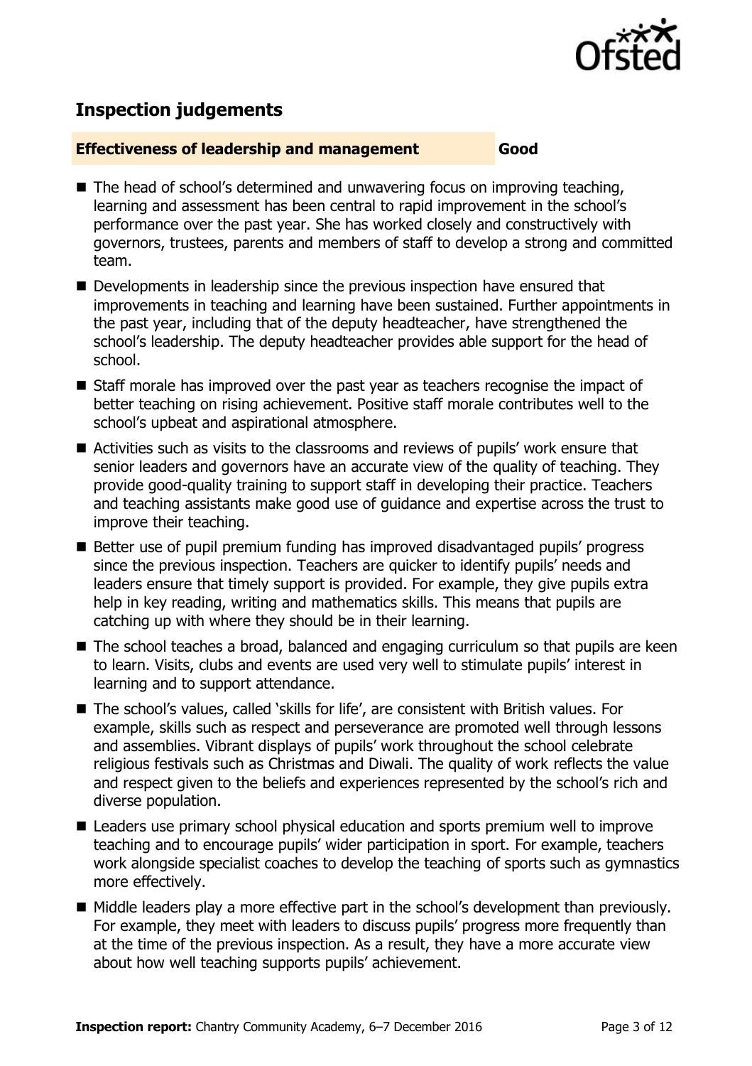## Inspection judgements

**Effectiveness of leadership and management** **Good**

- The head of school's determined and unwavering focus on improving teaching, learning and assessment has been central to rapid improvement in the school's performance over the past year. She has worked closely and constructively with governors, trustees, parents and members of staff to develop a strong and committed team.
- Developments in leadership since the previous inspection have ensured that improvements in teaching and learning have been sustained. Further appointments in the past year, including that of the deputy headteacher, have strengthened the school's leadership. The deputy headteacher provides able support for the head of school.
- Staff morale has improved over the past year as teachers recognise the impact of better teaching on rising achievement. Positive staff morale contributes well to the school's upbeat and aspirational atmosphere.
- Activities such as visits to the classrooms and reviews of pupils' work ensure that senior leaders and governors have an accurate view of the quality of teaching. They provide good-quality training to support staff in developing their practice. Teachers and teaching assistants make good use of guidance and expertise across the trust to improve their teaching.
- Better use of pupil premium funding has improved disadvantaged pupils' progress since the previous inspection. Teachers are quicker to identify pupils' needs and leaders ensure that timely support is provided. For example, they give pupils extra help in key reading, writing and mathematics skills. This means that pupils are catching up with where they should be in their learning.
- The school teaches a broad, balanced and engaging curriculum so that pupils are keen to learn. Visits, clubs and events are used very well to stimulate pupils' interest in learning and to support attendance.
- The school's values, called 'skills for life', are consistent with British values. For example, skills such as respect and perseverance are promoted well through lessons and assemblies. Vibrant displays of pupils' work throughout the school celebrate religious festivals such as Christmas and Diwali. The quality of work reflects the value and respect given to the beliefs and experiences represented by the school's rich and diverse population.
- Leaders use primary school physical education and sports premium well to improve teaching and to encourage pupils' wider participation in sport. For example, teachers work alongside specialist coaches to develop the teaching of sports such as gymnastics more effectively.
- Middle leaders play a more effective part in the school's development than previously. For example, they meet with leaders to discuss pupils' progress more frequently than at the time of the previous inspection. As a result, they have a more accurate view about how well teaching supports pupils' achievement.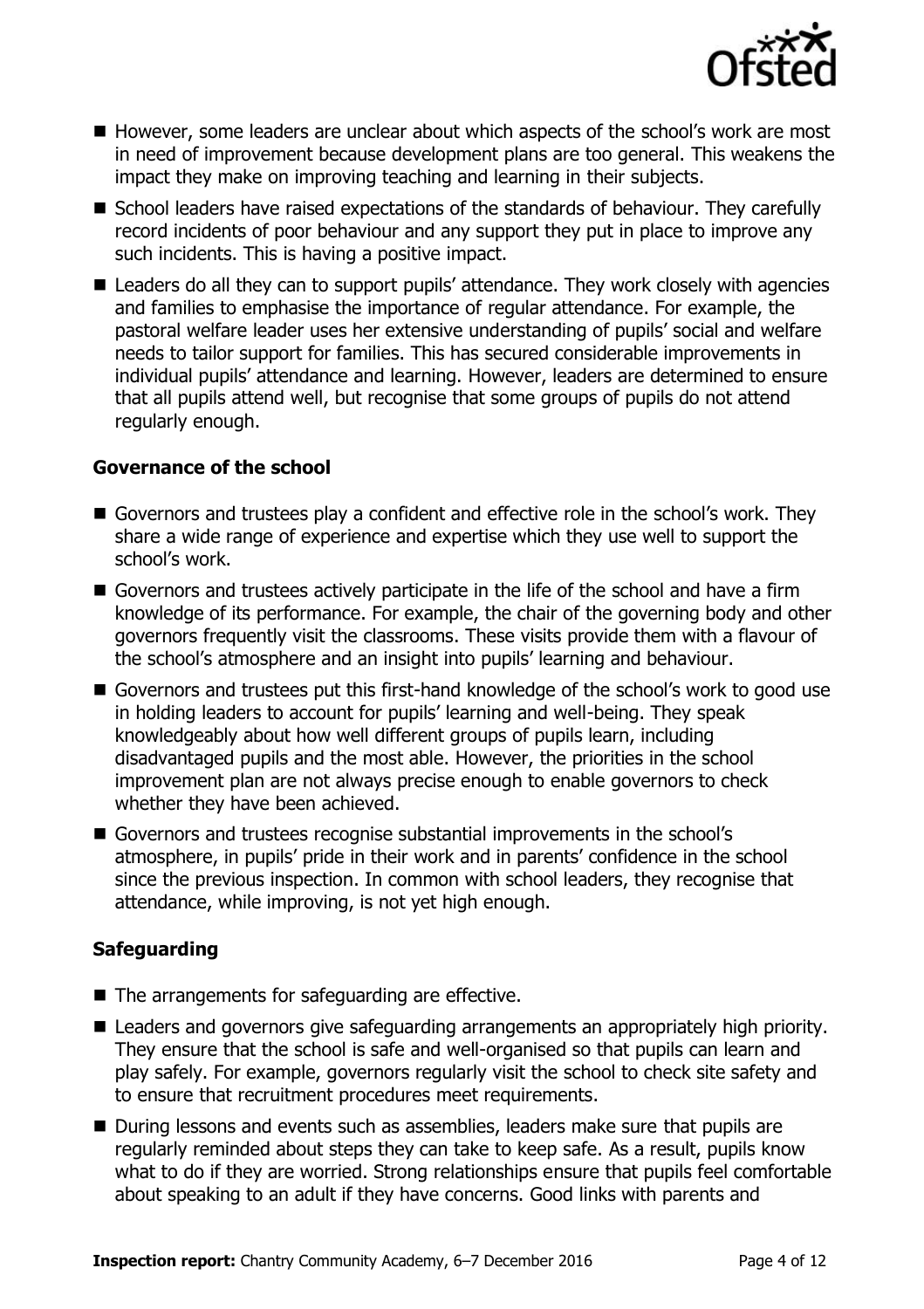- However, some leaders are unclear about which aspects of the school's work are most in need of improvement because development plans are too general. This weakens the impact they make on improving teaching and learning in their subjects.
- School leaders have raised expectations of the standards of behaviour. They carefully record incidents of poor behaviour and any support they put in place to improve any such incidents. This is having a positive impact.
- Leaders do all they can to support pupils' attendance. They work closely with agencies and families to emphasise the importance of regular attendance. For example, the pastoral welfare leader uses her extensive understanding of pupils' social and welfare needs to tailor support for families. This has secured considerable improvements in individual pupils' attendance and learning. However, leaders are determined to ensure that all pupils attend well, but recognise that some groups of pupils do not attend regularly enough.

### Governance of the school

- Governors and trustees play a confident and effective role in the school's work. They share a wide range of experience and expertise which they use well to support the school's work.
- Governors and trustees actively participate in the life of the school and have a firm knowledge of its performance. For example, the chair of the governing body and other governors frequently visit the classrooms. These visits provide them with a flavour of the school's atmosphere and an insight into pupils' learning and behaviour.
- Governors and trustees put this first-hand knowledge of the school's work to good use in holding leaders to account for pupils' learning and well-being. They speak knowledgeably about how well different groups of pupils learn, including disadvantaged pupils and the most able. However, the priorities in the school improvement plan are not always precise enough to enable governors to check whether they have been achieved.
- Governors and trustees recognise substantial improvements in the school's atmosphere, in pupils' pride in their work and in parents' confidence in the school since the previous inspection. In common with school leaders, they recognise that attendance, while improving, is not yet high enough.

### Safeguarding

- The arrangements for safeguarding are effective.
- Leaders and governors give safeguarding arrangements an appropriately high priority. They ensure that the school is safe and well-organised so that pupils can learn and play safely. For example, governors regularly visit the school to check site safety and to ensure that recruitment procedures meet requirements.
- During lessons and events such as assemblies, leaders make sure that pupils are regularly reminded about steps they can take to keep safe. As a result, pupils know what to do if they are worried. Strong relationships ensure that pupils feel comfortable about speaking to an adult if they have concerns. Good links with parents and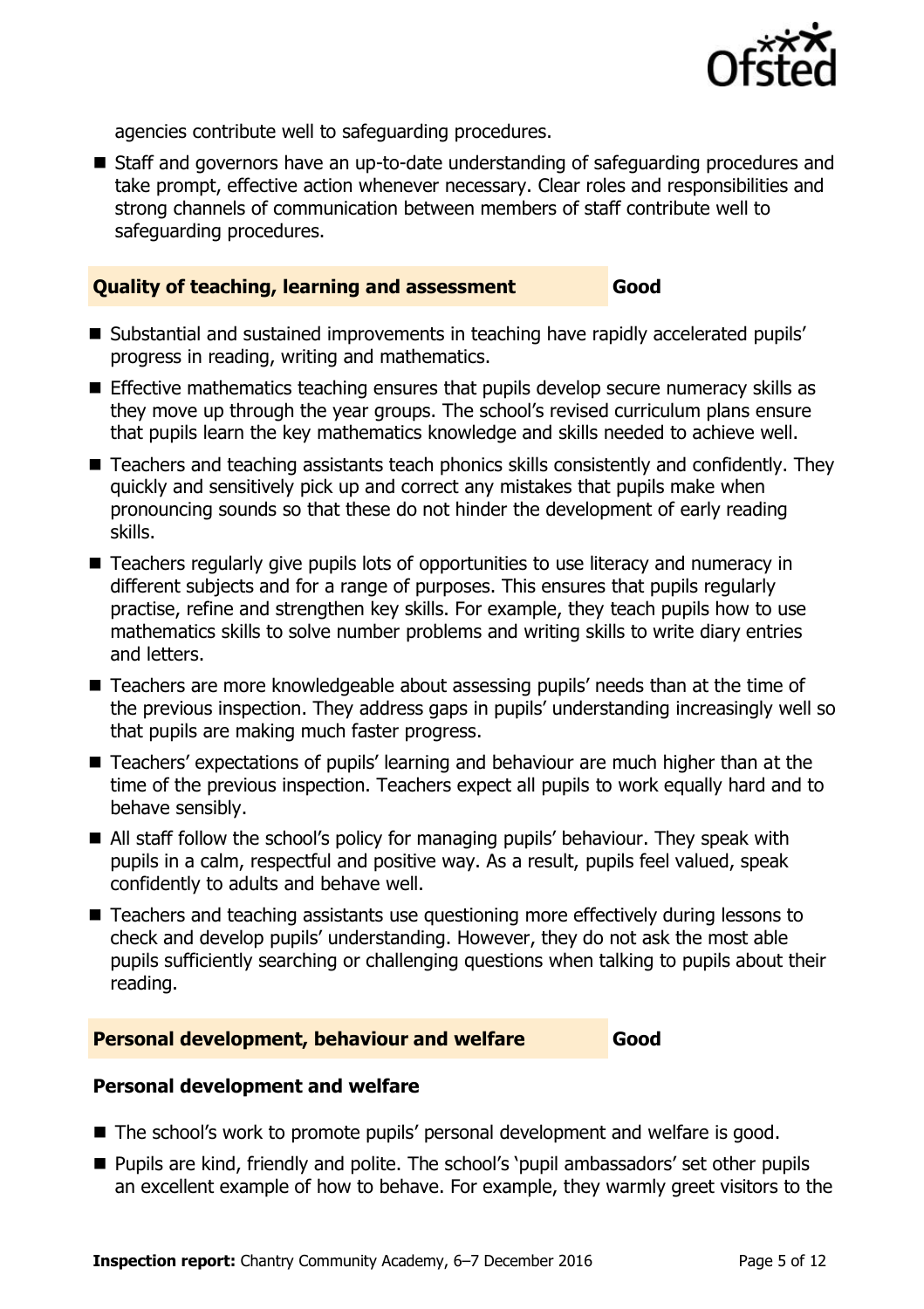agencies contribute well to safeguarding procedures.

- Staff and governors have an up-to-date understanding of safeguarding procedures and take prompt, effective action whenever necessary. Clear roles and responsibilities and strong channels of communication between members of staff contribute well to safeguarding procedures.

## Quality of teaching, learning and assessment — Good

- Substantial and sustained improvements in teaching have rapidly accelerated pupils' progress in reading, writing and mathematics.
- Effective mathematics teaching ensures that pupils develop secure numeracy skills as they move up through the year groups. The school's revised curriculum plans ensure that pupils learn the key mathematics knowledge and skills needed to achieve well.
- Teachers and teaching assistants teach phonics skills consistently and confidently. They quickly and sensitively pick up and correct any mistakes that pupils make when pronouncing sounds so that these do not hinder the development of early reading skills.
- Teachers regularly give pupils lots of opportunities to use literacy and numeracy in different subjects and for a range of purposes. This ensures that pupils regularly practise, refine and strengthen key skills. For example, they teach pupils how to use mathematics skills to solve number problems and writing skills to write diary entries and letters.
- Teachers are more knowledgeable about assessing pupils' needs than at the time of the previous inspection. They address gaps in pupils' understanding increasingly well so that pupils are making much faster progress.
- Teachers' expectations of pupils' learning and behaviour are much higher than at the time of the previous inspection. Teachers expect all pupils to work equally hard and to behave sensibly.
- All staff follow the school's policy for managing pupils' behaviour. They speak with pupils in a calm, respectful and positive way. As a result, pupils feel valued, speak confidently to adults and behave well.
- Teachers and teaching assistants use questioning more effectively during lessons to check and develop pupils' understanding. However, they do not ask the most able pupils sufficiently searching or challenging questions when talking to pupils about their reading.

## Personal development, behaviour and welfare — Good

### Personal development and welfare

- The school's work to promote pupils' personal development and welfare is good.
- Pupils are kind, friendly and polite. The school's 'pupil ambassadors' set other pupils an excellent example of how to behave. For example, they warmly greet visitors to the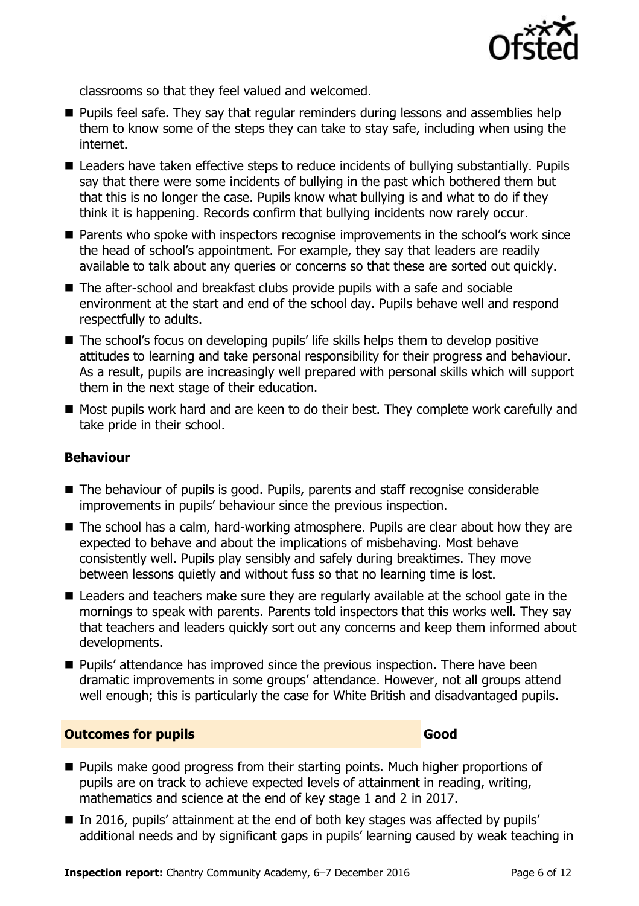classrooms so that they feel valued and welcomed.

- Pupils feel safe. They say that regular reminders during lessons and assemblies help them to know some of the steps they can take to stay safe, including when using the internet.
- Leaders have taken effective steps to reduce incidents of bullying substantially. Pupils say that there were some incidents of bullying in the past which bothered them but that this is no longer the case. Pupils know what bullying is and what to do if they think it is happening. Records confirm that bullying incidents now rarely occur.
- Parents who spoke with inspectors recognise improvements in the school's work since the head of school's appointment. For example, they say that leaders are readily available to talk about any queries or concerns so that these are sorted out quickly.
- The after-school and breakfast clubs provide pupils with a safe and sociable environment at the start and end of the school day. Pupils behave well and respond respectfully to adults.
- The school's focus on developing pupils' life skills helps them to develop positive attitudes to learning and take personal responsibility for their progress and behaviour. As a result, pupils are increasingly well prepared with personal skills which will support them in the next stage of their education.
- Most pupils work hard and are keen to do their best. They complete work carefully and take pride in their school.

### Behaviour

- The behaviour of pupils is good. Pupils, parents and staff recognise considerable improvements in pupils' behaviour since the previous inspection.
- The school has a calm, hard-working atmosphere. Pupils are clear about how they are expected to behave and about the implications of misbehaving. Most behave consistently well. Pupils play sensibly and safely during breaktimes. They move between lessons quietly and without fuss so that no learning time is lost.
- Leaders and teachers make sure they are regularly available at the school gate in the mornings to speak with parents. Parents told inspectors that this works well. They say that teachers and leaders quickly sort out any concerns and keep them informed about developments.
- Pupils' attendance has improved since the previous inspection. There have been dramatic improvements in some groups' attendance. However, not all groups attend well enough; this is particularly the case for White British and disadvantaged pupils.

## Outcomes for pupils — Good

- Pupils make good progress from their starting points. Much higher proportions of pupils are on track to achieve expected levels of attainment in reading, writing, mathematics and science at the end of key stage 1 and 2 in 2017.
- In 2016, pupils' attainment at the end of both key stages was affected by pupils' additional needs and by significant gaps in pupils' learning caused by weak teaching in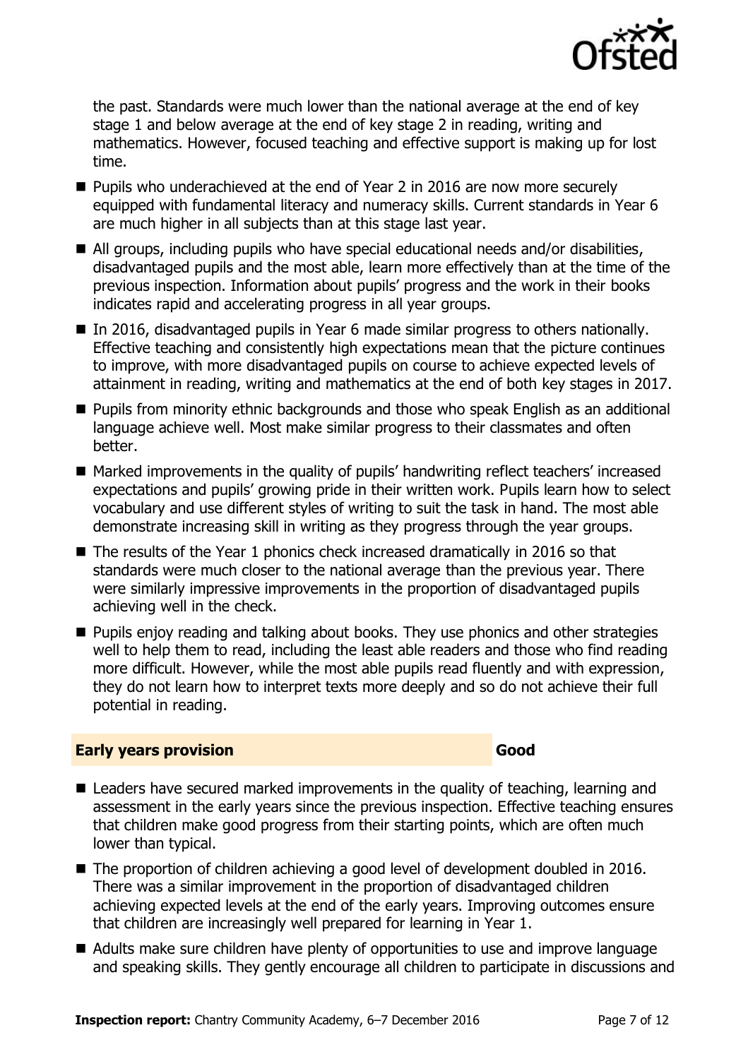the past. Standards were much lower than the national average at the end of key stage 1 and below average at the end of key stage 2 in reading, writing and mathematics. However, focused teaching and effective support is making up for lost time.

- Pupils who underachieved at the end of Year 2 in 2016 are now more securely equipped with fundamental literacy and numeracy skills. Current standards in Year 6 are much higher in all subjects than at this stage last year.
- All groups, including pupils who have special educational needs and/or disabilities, disadvantaged pupils and the most able, learn more effectively than at the time of the previous inspection. Information about pupils' progress and the work in their books indicates rapid and accelerating progress in all year groups.
- In 2016, disadvantaged pupils in Year 6 made similar progress to others nationally. Effective teaching and consistently high expectations mean that the picture continues to improve, with more disadvantaged pupils on course to achieve expected levels of attainment in reading, writing and mathematics at the end of both key stages in 2017.
- Pupils from minority ethnic backgrounds and those who speak English as an additional language achieve well. Most make similar progress to their classmates and often better.
- Marked improvements in the quality of pupils' handwriting reflect teachers' increased expectations and pupils' growing pride in their written work. Pupils learn how to select vocabulary and use different styles of writing to suit the task in hand. The most able demonstrate increasing skill in writing as they progress through the year groups.
- The results of the Year 1 phonics check increased dramatically in 2016 so that standards were much closer to the national average than the previous year. There were similarly impressive improvements in the proportion of disadvantaged pupils achieving well in the check.
- Pupils enjoy reading and talking about books. They use phonics and other strategies well to help them to read, including the least able readers and those who find reading more difficult. However, while the most able pupils read fluently and with expression, they do not learn how to interpret texts more deeply and so do not achieve their full potential in reading.

## Early years provision — Good

- Leaders have secured marked improvements in the quality of teaching, learning and assessment in the early years since the previous inspection. Effective teaching ensures that children make good progress from their starting points, which are often much lower than typical.
- The proportion of children achieving a good level of development doubled in 2016. There was a similar improvement in the proportion of disadvantaged children achieving expected levels at the end of the early years. Improving outcomes ensure that children are increasingly well prepared for learning in Year 1.
- Adults make sure children have plenty of opportunities to use and improve language and speaking skills. They gently encourage all children to participate in discussions and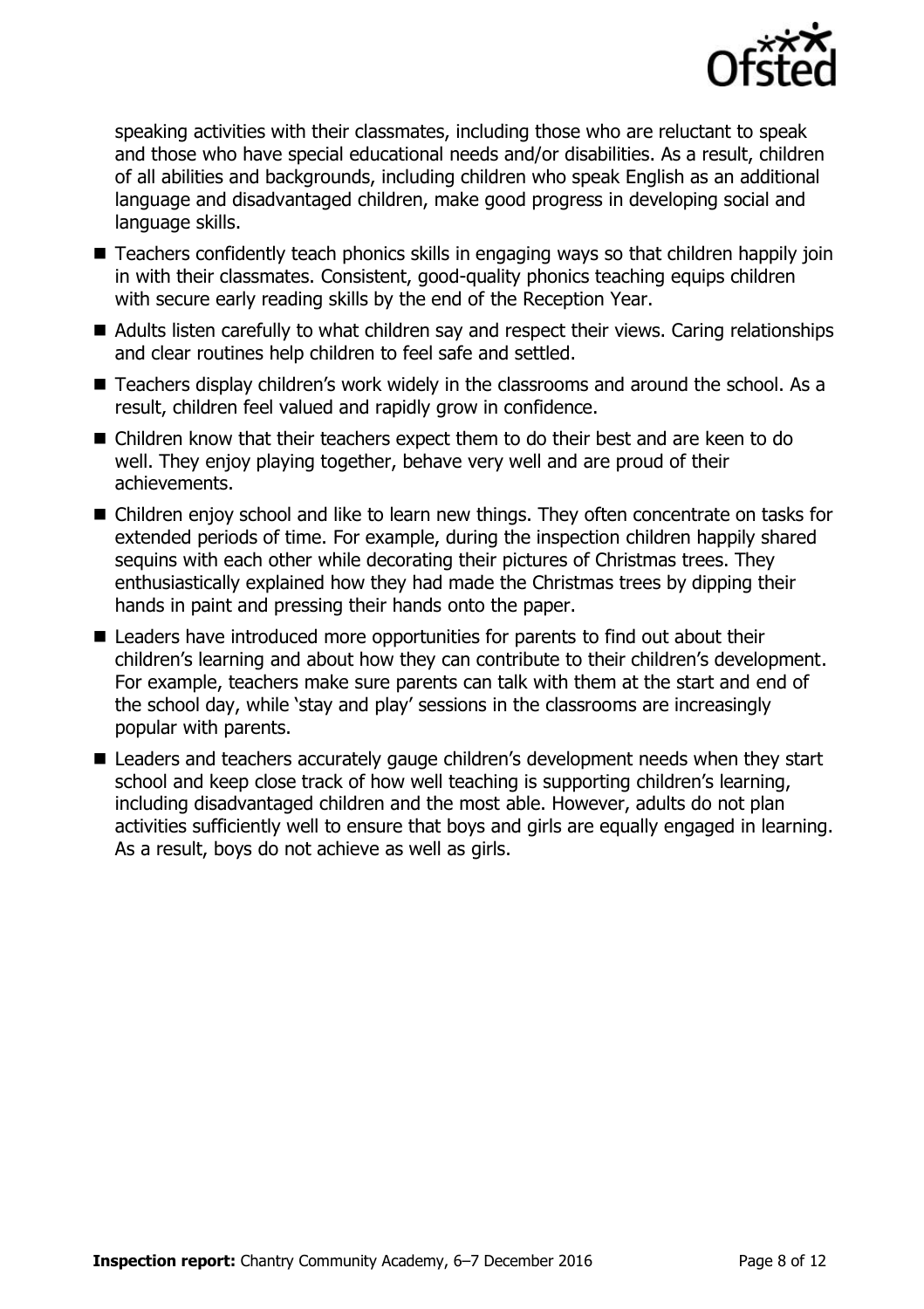speaking activities with their classmates, including those who are reluctant to speak and those who have special educational needs and/or disabilities. As a result, children of all abilities and backgrounds, including children who speak English as an additional language and disadvantaged children, make good progress in developing social and language skills.

- Teachers confidently teach phonics skills in engaging ways so that children happily join in with their classmates. Consistent, good-quality phonics teaching equips children with secure early reading skills by the end of the Reception Year.
- Adults listen carefully to what children say and respect their views. Caring relationships and clear routines help children to feel safe and settled.
- Teachers display children's work widely in the classrooms and around the school. As a result, children feel valued and rapidly grow in confidence.
- Children know that their teachers expect them to do their best and are keen to do well. They enjoy playing together, behave very well and are proud of their achievements.
- Children enjoy school and like to learn new things. They often concentrate on tasks for extended periods of time. For example, during the inspection children happily shared sequins with each other while decorating their pictures of Christmas trees. They enthusiastically explained how they had made the Christmas trees by dipping their hands in paint and pressing their hands onto the paper.
- Leaders have introduced more opportunities for parents to find out about their children's learning and about how they can contribute to their children's development. For example, teachers make sure parents can talk with them at the start and end of the school day, while 'stay and play' sessions in the classrooms are increasingly popular with parents.
- Leaders and teachers accurately gauge children's development needs when they start school and keep close track of how well teaching is supporting children's learning, including disadvantaged children and the most able. However, adults do not plan activities sufficiently well to ensure that boys and girls are equally engaged in learning. As a result, boys do not achieve as well as girls.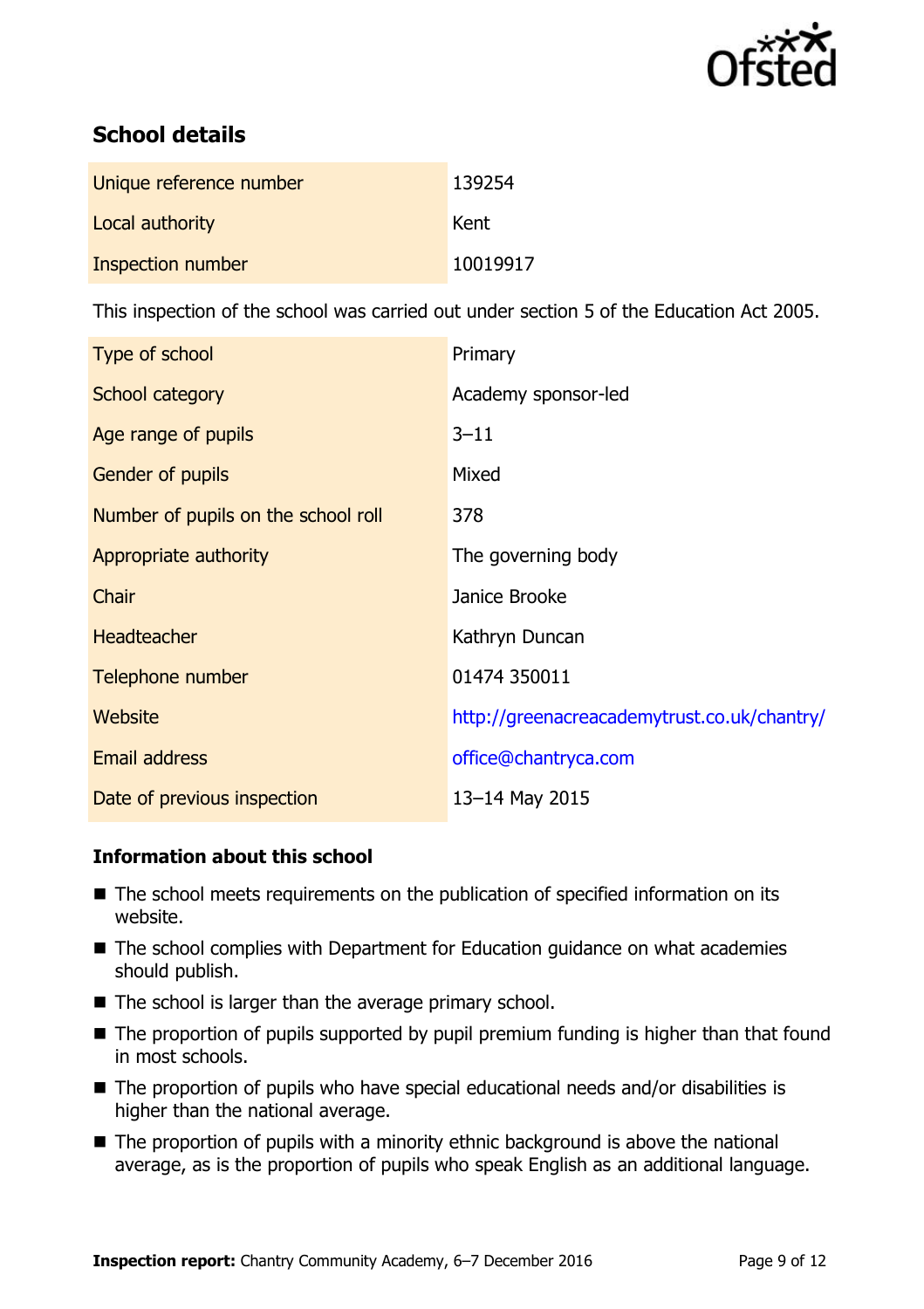## School details

| | |
|---|---|
| Unique reference number | 139254 |
| Local authority | Kent |
| Inspection number | 10019917 |

This inspection of the school was carried out under section 5 of the Education Act 2005.

| | |
|---|---|
| Type of school | Primary |
| School category | Academy sponsor-led |
| Age range of pupils | 3–11 |
| Gender of pupils | Mixed |
| Number of pupils on the school roll | 378 |
| Appropriate authority | The governing body |
| Chair | Janice Brooke |
| Headteacher | Kathryn Duncan |
| Telephone number | 01474 350011 |
| Website | http://greenacreacademytrust.co.uk/chantry/ |
| Email address | office@chantryca.com |
| Date of previous inspection | 13–14 May 2015 |

### Information about this school

- The school meets requirements on the publication of specified information on its website.
- The school complies with Department for Education guidance on what academies should publish.
- The school is larger than the average primary school.
- The proportion of pupils supported by pupil premium funding is higher than that found in most schools.
- The proportion of pupils who have special educational needs and/or disabilities is higher than the national average.
- The proportion of pupils with a minority ethnic background is above the national average, as is the proportion of pupils who speak English as an additional language.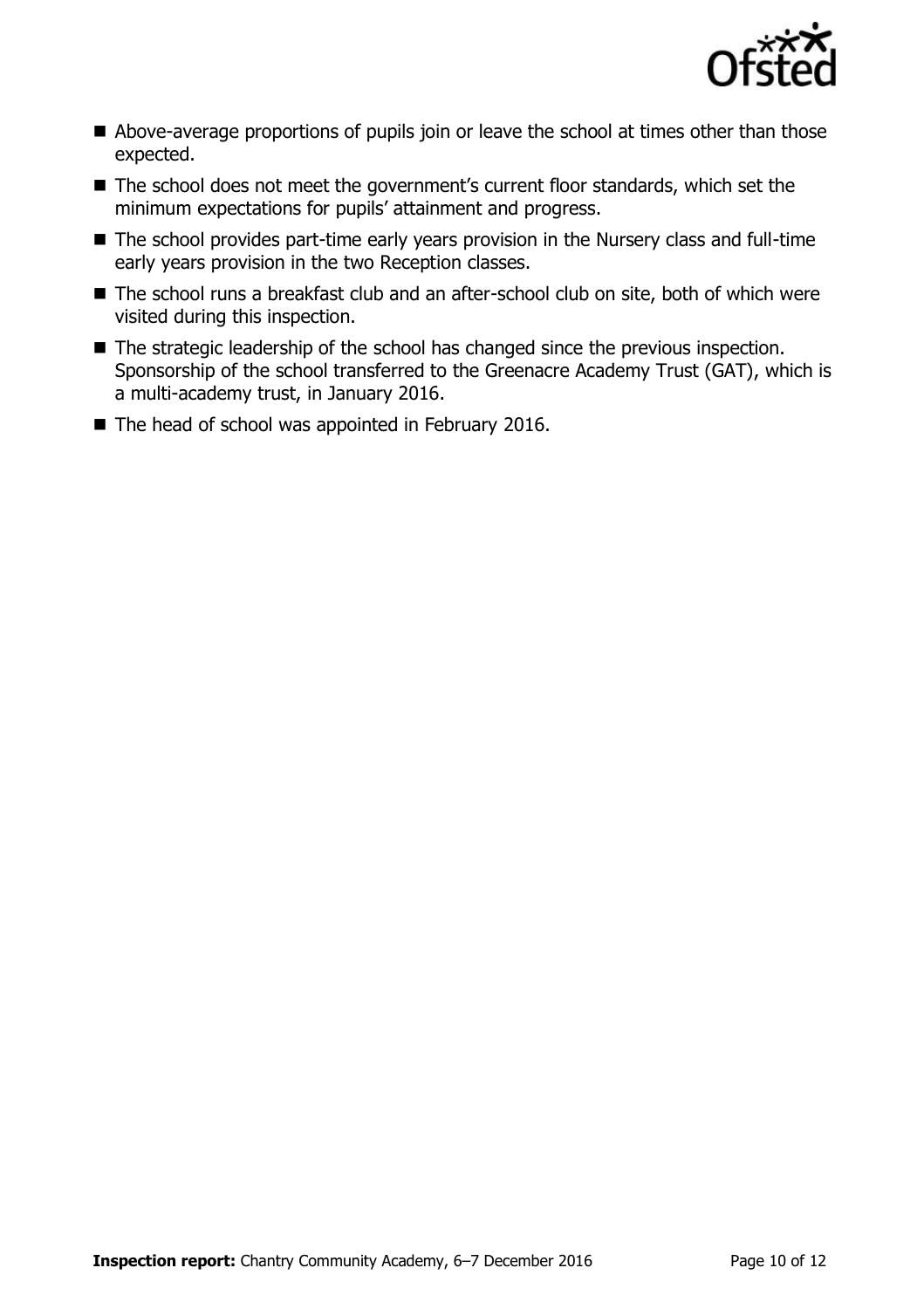- Above-average proportions of pupils join or leave the school at times other than those expected.
- The school does not meet the government's current floor standards, which set the minimum expectations for pupils' attainment and progress.
- The school provides part-time early years provision in the Nursery class and full-time early years provision in the two Reception classes.
- The school runs a breakfast club and an after-school club on site, both of which were visited during this inspection.
- The strategic leadership of the school has changed since the previous inspection. Sponsorship of the school transferred to the Greenacre Academy Trust (GAT), which is a multi-academy trust, in January 2016.
- The head of school was appointed in February 2016.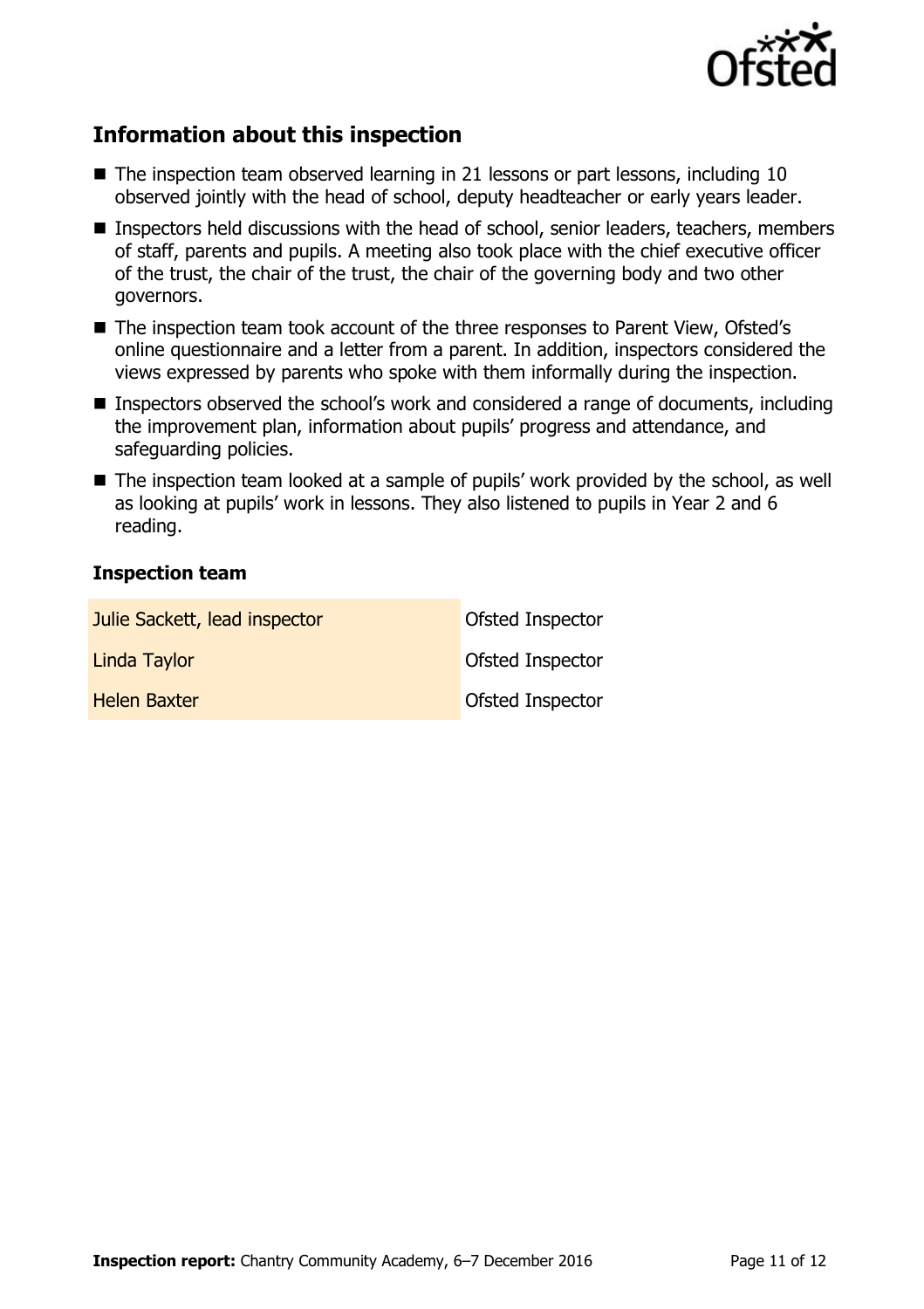## Information about this inspection

- The inspection team observed learning in 21 lessons or part lessons, including 10 observed jointly with the head of school, deputy headteacher or early years leader.
- Inspectors held discussions with the head of school, senior leaders, teachers, members of staff, parents and pupils. A meeting also took place with the chief executive officer of the trust, the chair of the trust, the chair of the governing body and two other governors.
- The inspection team took account of the three responses to Parent View, Ofsted's online questionnaire and a letter from a parent. In addition, inspectors considered the views expressed by parents who spoke with them informally during the inspection.
- Inspectors observed the school's work and considered a range of documents, including the improvement plan, information about pupils' progress and attendance, and safeguarding policies.
- The inspection team looked at a sample of pupils' work provided by the school, as well as looking at pupils' work in lessons. They also listened to pupils in Year 2 and 6 reading.

### Inspection team

| | |
|---|---|
| Julie Sackett, lead inspector | Ofsted Inspector |
| Linda Taylor | Ofsted Inspector |
| Helen Baxter | Ofsted Inspector |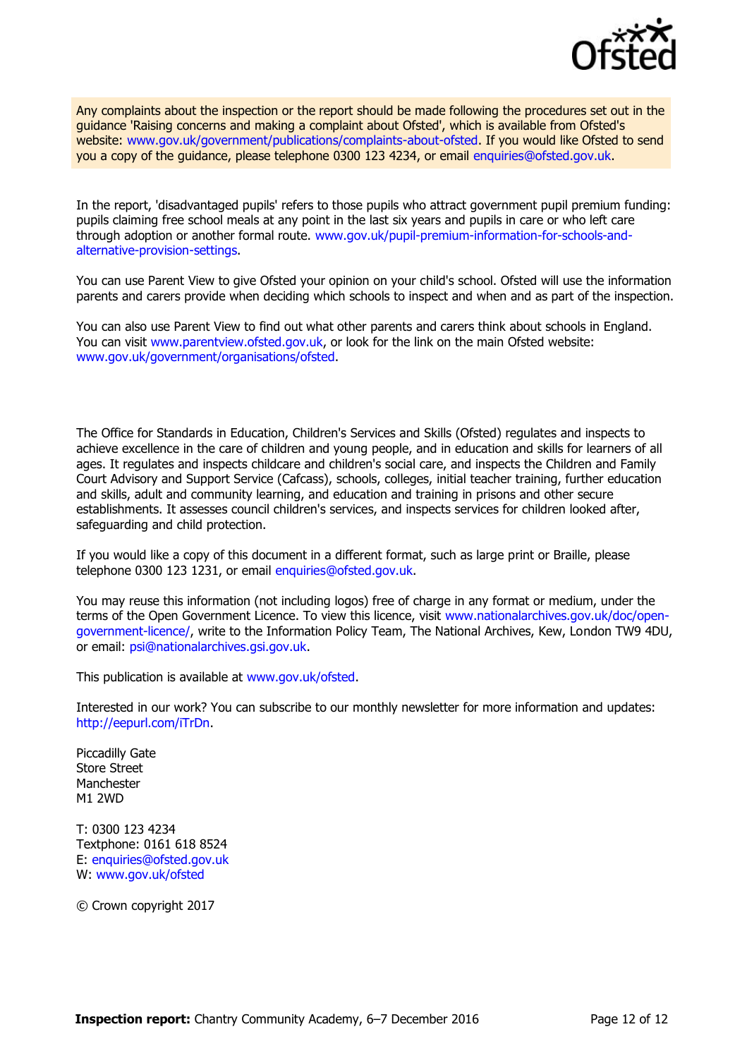Any complaints about the inspection or the report should be made following the procedures set out in the guidance 'Raising concerns and making a complaint about Ofsted', which is available from Ofsted's website: www.gov.uk/government/publications/complaints-about-ofsted. If you would like Ofsted to send you a copy of the guidance, please telephone 0300 123 4234, or email enquiries@ofsted.gov.uk.

In the report, 'disadvantaged pupils' refers to those pupils who attract government pupil premium funding: pupils claiming free school meals at any point in the last six years and pupils in care or who left care through adoption or another formal route. www.gov.uk/pupil-premium-information-for-schools-and-alternative-provision-settings.

You can use Parent View to give Ofsted your opinion on your child's school. Ofsted will use the information parents and carers provide when deciding which schools to inspect and when and as part of the inspection.

You can also use Parent View to find out what other parents and carers think about schools in England. You can visit www.parentview.ofsted.gov.uk, or look for the link on the main Ofsted website: www.gov.uk/government/organisations/ofsted.

The Office for Standards in Education, Children's Services and Skills (Ofsted) regulates and inspects to achieve excellence in the care of children and young people, and in education and skills for learners of all ages. It regulates and inspects childcare and children's social care, and inspects the Children and Family Court Advisory and Support Service (Cafcass), schools, colleges, initial teacher training, further education and skills, adult and community learning, and education and training in prisons and other secure establishments. It assesses council children's services, and inspects services for children looked after, safeguarding and child protection.

If you would like a copy of this document in a different format, such as large print or Braille, please telephone 0300 123 1231, or email enquiries@ofsted.gov.uk.

You may reuse this information (not including logos) free of charge in any format or medium, under the terms of the Open Government Licence. To view this licence, visit www.nationalarchives.gov.uk/doc/open-government-licence/, write to the Information Policy Team, The National Archives, Kew, London TW9 4DU, or email: psi@nationalarchives.gsi.gov.uk.

This publication is available at www.gov.uk/ofsted.

Interested in our work? You can subscribe to our monthly newsletter for more information and updates: http://eepurl.com/iTrDn.

Piccadilly Gate
Store Street
Manchester
M1 2WD

T: 0300 123 4234
Textphone: 0161 618 8524
E: enquiries@ofsted.gov.uk
W: www.gov.uk/ofsted

© Crown copyright 2017